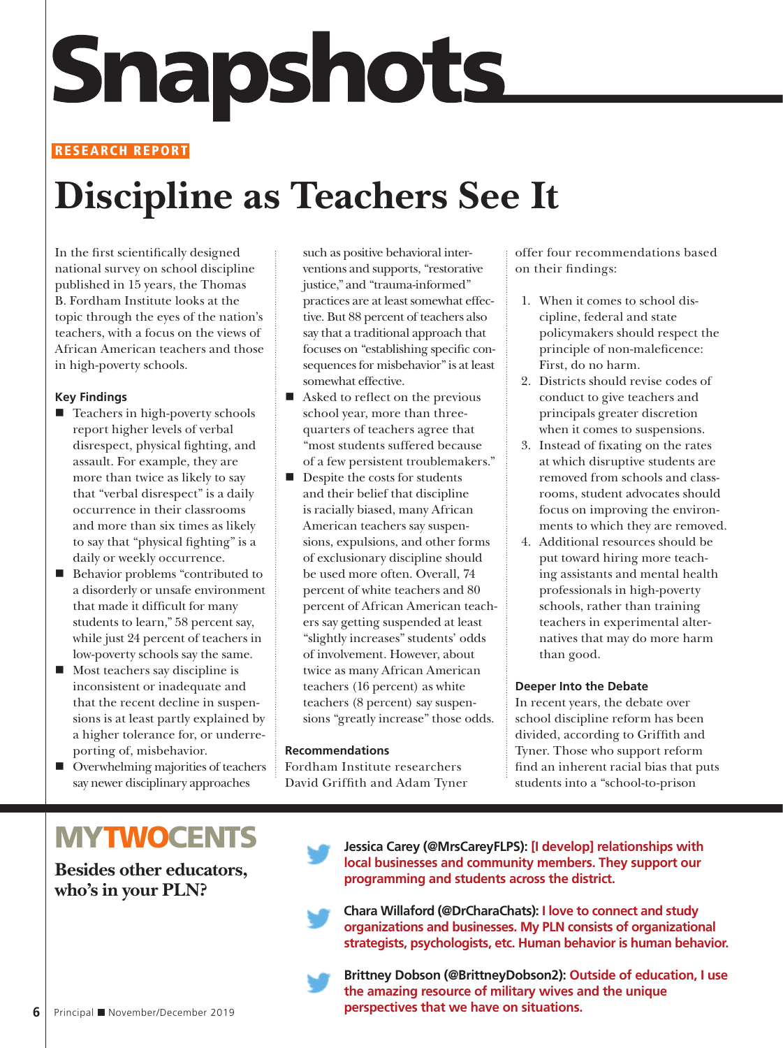# Snapshots

RESEARCH REPORT

## Discipline as Teachers See It

In the first scientifically designed national survey on school discipline published in 15 years, the Thomas B. Fordham Institute looks at the topic through the eyes of the nation's teachers, with a focus on the views of African American teachers and those in high-poverty schools.

### Key Findings

- Teachers in high-poverty schools report higher levels of verbal disrespect, physical fighting, and assault. For example, they are more than twice as likely to say that "verbal disrespect" is a daily occurrence in their classrooms and more than six times as likely to say that "physical fighting" is a daily or weekly occurrence.
- Behavior problems "contributed to a disorderly or unsafe environment that made it difficult for many students to learn," 58 percent say, while just 24 percent of teachers in low-poverty schools say the same.
- Most teachers say discipline is inconsistent or inadequate and that the recent decline in suspensions is at least partly explained by a higher tolerance for, or underreporting of, misbehavior.
- Overwhelming majorities of teachers say newer disciplinary approaches such as positive behavioral interventions and supports, "restorative justice," and "trauma-informed" practices are at least somewhat effective. But 88 percent of teachers also say that a traditional approach that focuses on "establishing specific consequences for misbehavior" is at least somewhat effective.
- Asked to reflect on the previous school year, more than three-quarters of teachers agree that "most students suffered because of a few persistent troublemakers."
- Despite the costs for students and their belief that discipline is racially biased, many African American teachers say suspensions, expulsions, and other forms of exclusionary discipline should be used more often. Overall, 74 percent of white teachers and 80 percent of African American teachers say getting suspended at least "slightly increases" students' odds of involvement. However, about twice as many African American teachers (16 percent) as white teachers (8 percent) say suspensions "greatly increase" those odds.

### Recommendations

Fordham Institute researchers David Griffith and Adam Tyner offer four recommendations based on their findings:

1. When it comes to school discipline, federal and state policymakers should respect the principle of non-maleficence: First, do no harm.
2. Districts should revise codes of conduct to give teachers and principals greater discretion when it comes to suspensions.
3. Instead of fixating on the rates at which disruptive students are removed from schools and classrooms, student advocates should focus on improving the environments to which they are removed.
4. Additional resources should be put toward hiring more teaching assistants and mental health professionals in high-poverty schools, rather than training teachers in experimental alternatives that may do more harm than good.

### Deeper Into the Debate

In recent years, the debate over school discipline reform has been divided, according to Griffith and Tyner. Those who support reform find an inherent racial bias that puts students into a "school-to-prison

## MYTWOCENTS

**Besides other educators, who's in your PLN?**

**Jessica Carey (@MrsCareyFLPS):** [I develop] relationships with local businesses and community members. They support our programming and students across the district.

**Chara Willaford (@DrCharaChats):** I love to connect and study organizations and businesses. My PLN consists of organizational strategists, psychologists, etc. Human behavior is human behavior.

**Brittney Dobson (@BrittneyDobson2):** Outside of education, I use the amazing resource of military wives and the unique perspectives that we have on situations.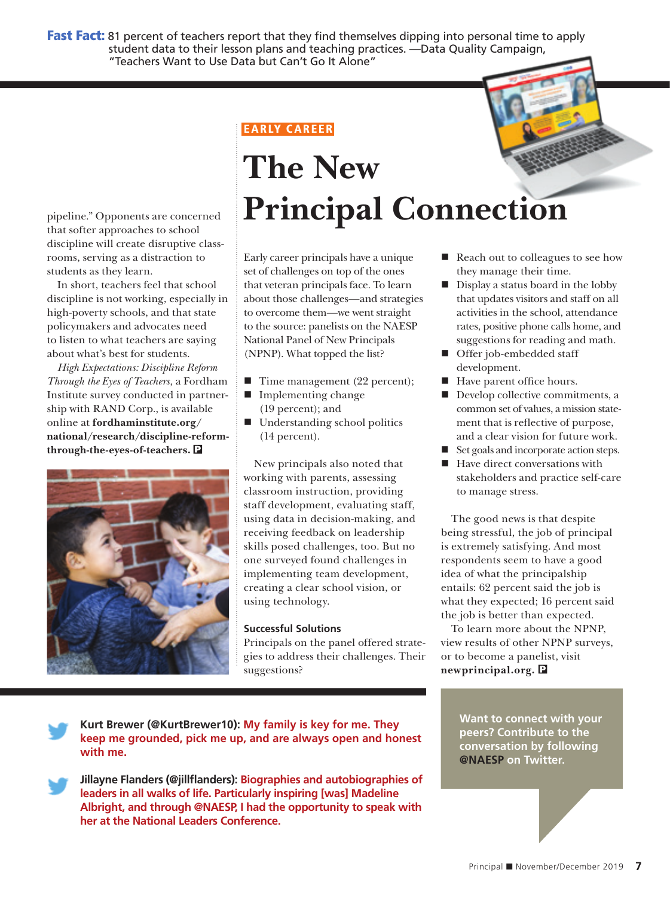**Fast Fact:** 81 percent of teachers report that they find themselves dipping into personal time to apply student data to their lesson plans and teaching practices. —Data Quality Campaign, "Teachers Want to Use Data but Can't Go It Alone"

pipeline." Opponents are concerned that softer approaches to school discipline will create disruptive classrooms, serving as a distraction to students as they learn.

In short, teachers feel that school discipline is not working, especially in high-poverty schools, and that state policymakers and advocates need to listen to what teachers are saying about what's best for students.

*High Expectations: Discipline Reform Through the Eyes of Teachers,* a Fordham Institute survey conducted in partnership with RAND Corp., is available online at **fordhaminstitute.org/national/research/discipline-reform-through-the-eyes-of-teachers.**

EARLY CAREER

# The New Principal Connection

Early career principals have a unique set of challenges on top of the ones that veteran principals face. To learn about those challenges—and strategies to overcome them—we went straight to the source: panelists on the NAESP National Panel of New Principals (NPNP). What topped the list?

- Time management (22 percent);
- Implementing change (19 percent); and
- Understanding school politics (14 percent).

New principals also noted that working with parents, assessing classroom instruction, providing staff development, evaluating staff, using data in decision-making, and receiving feedback on leadership skills posed challenges, too. But no one surveyed found challenges in implementing team development, creating a clear school vision, or using technology.

### Successful Solutions

Principals on the panel offered strategies to address their challenges. Their suggestions?

- Reach out to colleagues to see how they manage their time.
- Display a status board in the lobby that updates visitors and staff on all activities in the school, attendance rates, positive phone calls home, and suggestions for reading and math.
- Offer job-embedded staff development.
- Have parent office hours.
- Develop collective commitments, a common set of values, a mission statement that is reflective of purpose, and a clear vision for future work.
- Set goals and incorporate action steps.
- Have direct conversations with stakeholders and practice self-care to manage stress.

The good news is that despite being stressful, the job of principal is extremely satisfying. And most respondents seem to have a good idea of what the principalship entails: 62 percent said the job is what they expected; 16 percent said the job is better than expected.

To learn more about the NPNP, view results of other NPNP surveys, or to become a panelist, visit **newprincipal.org.**

**Kurt Brewer (@KurtBrewer10):** **My family is key for me. They keep me grounded, pick me up, and are always open and honest with me.**

**Jillayne Flanders (@jillflanders):** **Biographies and autobiographies of leaders in all walks of life. Particularly inspiring [was] Madeline Albright, and through @NAESP, I had the opportunity to speak with her at the National Leaders Conference.**

**Want to connect with your peers? Contribute to the conversation by following @NAESP on Twitter.**